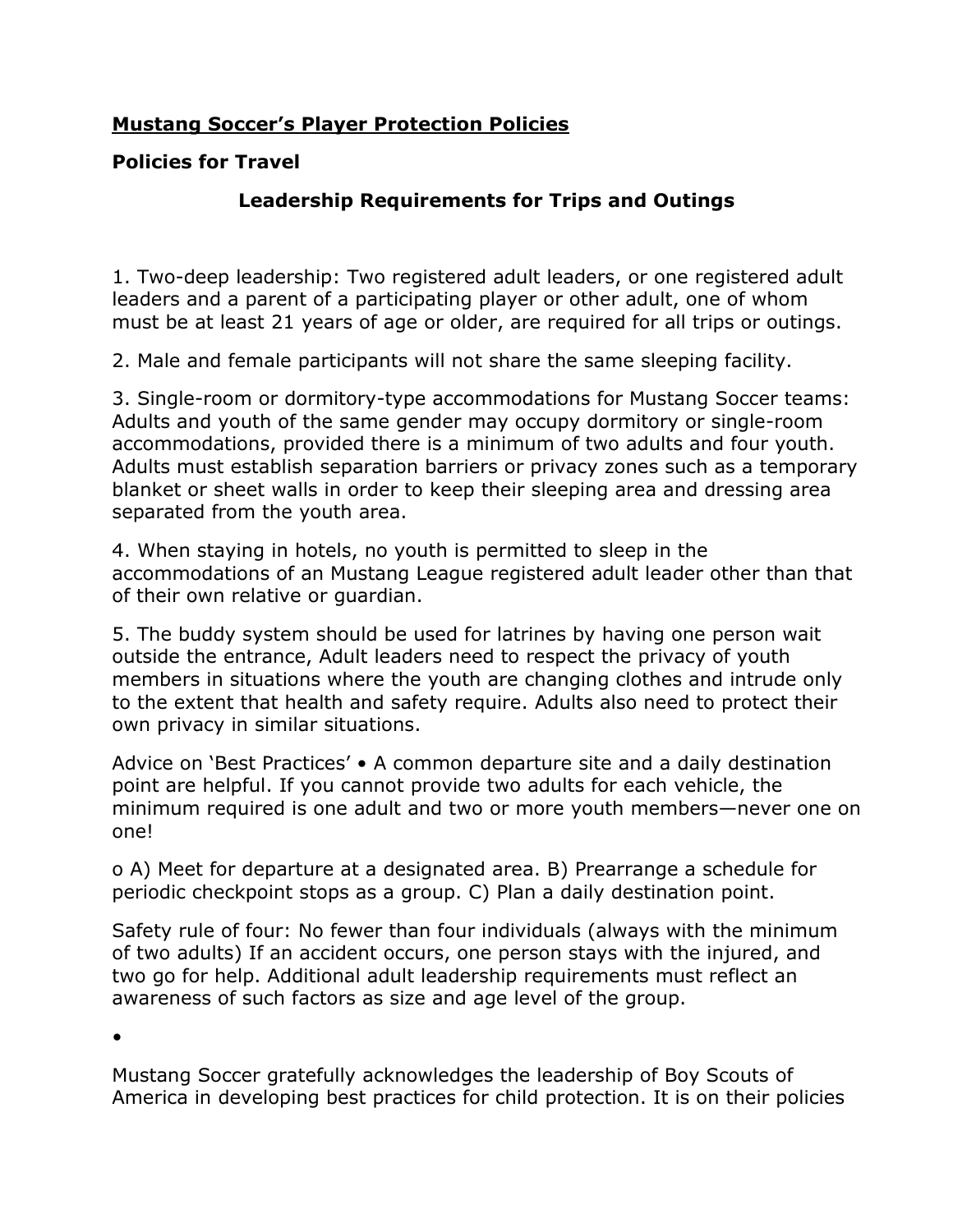**<u>Mustang Soccer's Player Protection Policies</u>**

## Policies for Travel

### Leadership Requirements for Trips and Outings

1. Two-deep leadership: Two registered adult leaders, or one registered adult leaders and a parent of a participating player or other adult, one of whom must be at least 21 years of age or older, are required for all trips or outings.

2. Male and female participants will not share the same sleeping facility.

3. Single-room or dormitory-type accommodations for Mustang Soccer teams: Adults and youth of the same gender may occupy dormitory or single-room accommodations, provided there is a minimum of two adults and four youth. Adults must establish separation barriers or privacy zones such as a temporary blanket or sheet walls in order to keep their sleeping area and dressing area separated from the youth area.

4. When staying in hotels, no youth is permitted to sleep in the accommodations of an Mustang League registered adult leader other than that of their own relative or guardian.

5. The buddy system should be used for latrines by having one person wait outside the entrance, Adult leaders need to respect the privacy of youth members in situations where the youth are changing clothes and intrude only to the extent that health and safety require. Adults also need to protect their own privacy in similar situations.

Advice on 'Best Practices' • A common departure site and a daily destination point are helpful. If you cannot provide two adults for each vehicle, the minimum required is one adult and two or more youth members—never one on one!

o A) Meet for departure at a designated area. B) Prearrange a schedule for periodic checkpoint stops as a group. C) Plan a daily destination point.

Safety rule of four: No fewer than four individuals (always with the minimum of two adults) If an accident occurs, one person stays with the injured, and two go for help. Additional adult leadership requirements must reflect an awareness of such factors as size and age level of the group.

•

Mustang Soccer gratefully acknowledges the leadership of Boy Scouts of America in developing best practices for child protection. It is on their policies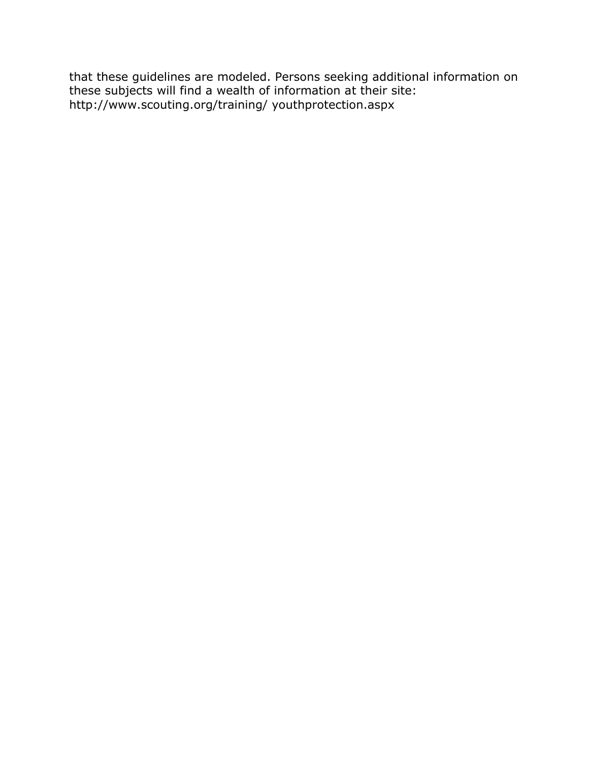that these guidelines are modeled. Persons seeking additional information on these subjects will find a wealth of information at their site: http://www.scouting.org/training/ youthprotection.aspx